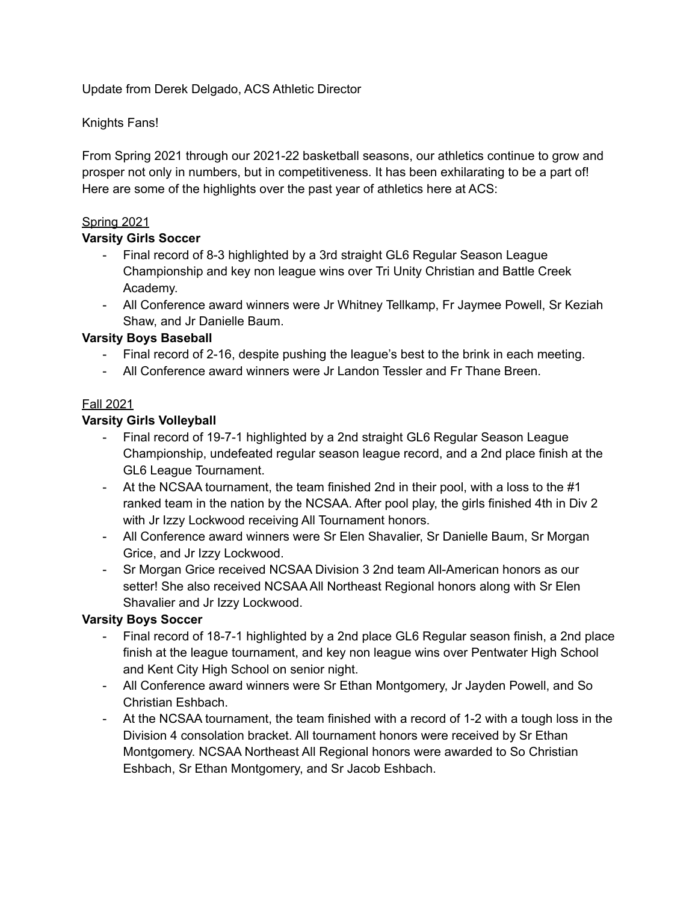Update from Derek Delgado, ACS Athletic Director

Knights Fans!

From Spring 2021 through our 2021-22 basketball seasons, our athletics continue to grow and prosper not only in numbers, but in competitiveness. It has been exhilarating to be a part of! Here are some of the highlights over the past year of athletics here at ACS:

<u>Spring 2021</u>

**Varsity Girls Soccer**

- Final record of 8-3 highlighted by a 3rd straight GL6 Regular Season League Championship and key non league wins over Tri Unity Christian and Battle Creek Academy.
- All Conference award winners were Jr Whitney Tellkamp, Fr Jaymee Powell, Sr Keziah Shaw, and Jr Danielle Baum.

**Varsity Boys Baseball**

- Final record of 2-16, despite pushing the league's best to the brink in each meeting.
- All Conference award winners were Jr Landon Tessler and Fr Thane Breen.

<u>Fall 2021</u>

**Varsity Girls Volleyball**

- Final record of 19-7-1 highlighted by a 2nd straight GL6 Regular Season League Championship, undefeated regular season league record, and a 2nd place finish at the GL6 League Tournament.
- At the NCSAA tournament, the team finished 2nd in their pool, with a loss to the #1 ranked team in the nation by the NCSAA. After pool play, the girls finished 4th in Div 2 with Jr Izzy Lockwood receiving All Tournament honors.
- All Conference award winners were Sr Elen Shavalier, Sr Danielle Baum, Sr Morgan Grice, and Jr Izzy Lockwood.
- Sr Morgan Grice received NCSAA Division 3 2nd team All-American honors as our setter! She also received NCSAA All Northeast Regional honors along with Sr Elen Shavalier and Jr Izzy Lockwood.

**Varsity Boys Soccer**

- Final record of 18-7-1 highlighted by a 2nd place GL6 Regular season finish, a 2nd place finish at the league tournament, and key non league wins over Pentwater High School and Kent City High School on senior night.
- All Conference award winners were Sr Ethan Montgomery, Jr Jayden Powell, and So Christian Eshbach.
- At the NCSAA tournament, the team finished with a record of 1-2 with a tough loss in the Division 4 consolation bracket. All tournament honors were received by Sr Ethan Montgomery. NCSAA Northeast All Regional honors were awarded to So Christian Eshbach, Sr Ethan Montgomery, and Sr Jacob Eshbach.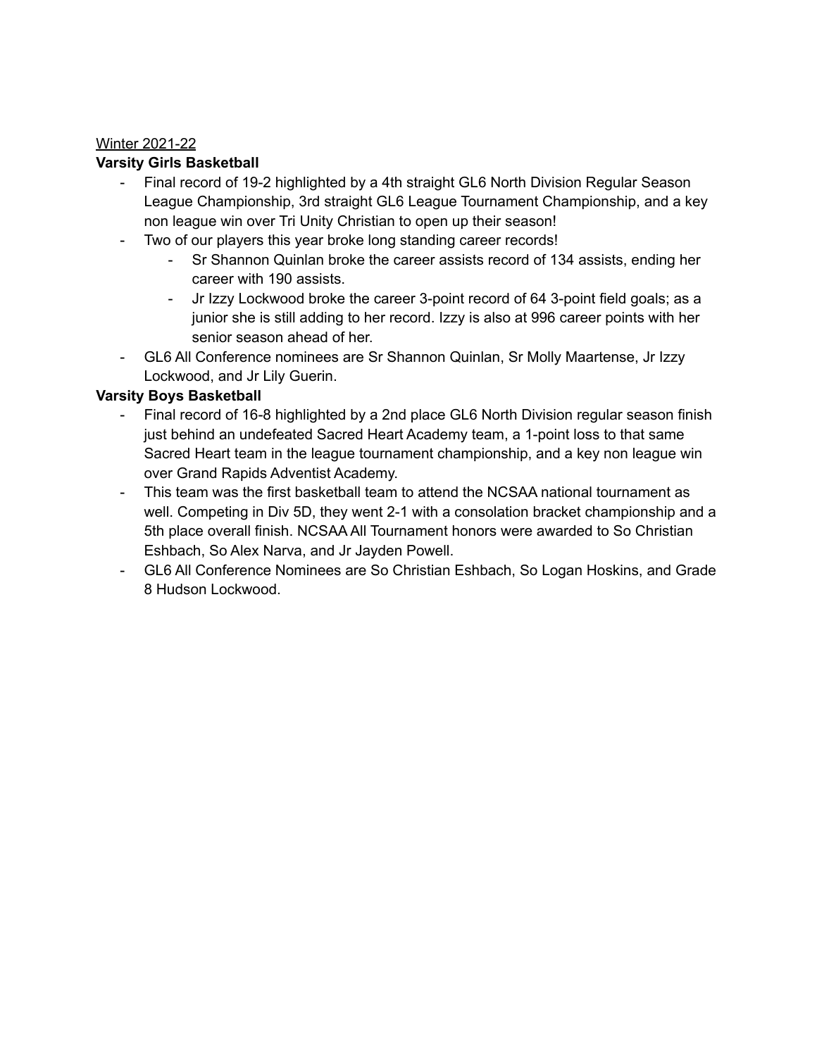Winter 2021-22

**Varsity Girls Basketball**

- Final record of 19-2 highlighted by a 4th straight GL6 North Division Regular Season League Championship, 3rd straight GL6 League Tournament Championship, and a key non league win over Tri Unity Christian to open up their season!
- Two of our players this year broke long standing career records!
    - Sr Shannon Quinlan broke the career assists record of 134 assists, ending her career with 190 assists.
    - Jr Izzy Lockwood broke the career 3-point record of 64 3-point field goals; as a junior she is still adding to her record. Izzy is also at 996 career points with her senior season ahead of her.
- GL6 All Conference nominees are Sr Shannon Quinlan, Sr Molly Maartense, Jr Izzy Lockwood, and Jr Lily Guerin.

**Varsity Boys Basketball**

- Final record of 16-8 highlighted by a 2nd place GL6 North Division regular season finish just behind an undefeated Sacred Heart Academy team, a 1-point loss to that same Sacred Heart team in the league tournament championship, and a key non league win over Grand Rapids Adventist Academy.
- This team was the first basketball team to attend the NCSAA national tournament as well. Competing in Div 5D, they went 2-1 with a consolation bracket championship and a 5th place overall finish. NCSAA All Tournament honors were awarded to So Christian Eshbach, So Alex Narva, and Jr Jayden Powell.
- GL6 All Conference Nominees are So Christian Eshbach, So Logan Hoskins, and Grade 8 Hudson Lockwood.